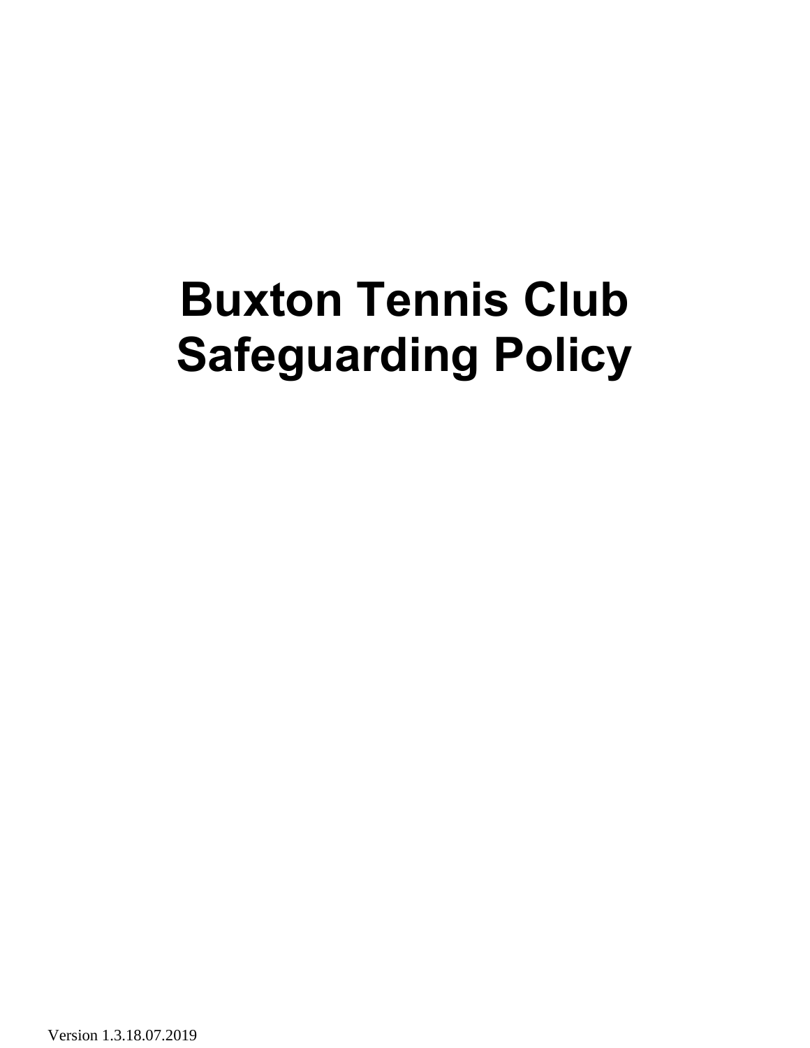# Buxton Tennis Club Safeguarding Policy

Version 1.3.18.07.2019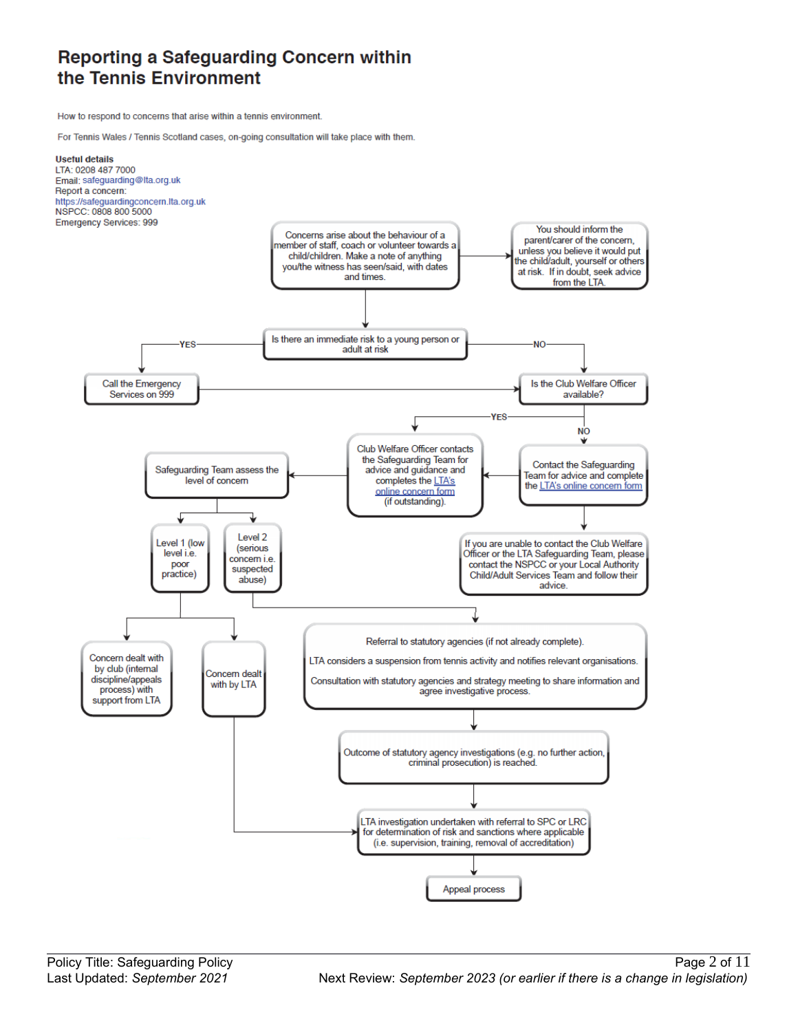# Reporting a Safeguarding Concern within the Tennis Environment

How to respond to concerns that arise within a tennis environment.

For Tennis Wales / Tennis Scotland cases, on-going consultation will take place with them.

**Useful details**
LTA: 0208 487 7000
Email: safeguarding@lta.org.uk
Report a concern:
https://safeguardingconcern.lta.org.uk
NSPCC: 0808 800 5000
Emergency Services: 999

Concerns arise about the behaviour of a member of staff, coach or volunteer towards a child/children. Make a note of anything you/the witness has seen/said, with dates and times.

You should inform the parent/carer of the concern, unless you believe it would put the child/adult, yourself or others at risk. If in doubt, seek advice from the LTA.

Is there an immediate risk to a young person or adult at risk

- YES → Call the Emergency Services on 999 → Is the Club Welfare Officer available?
- NO → Is the Club Welfare Officer available?

Is the Club Welfare Officer available?

- YES → Club Welfare Officer contacts the Safeguarding Team for advice and guidance and completes the LTA's online concern form (if outstanding).
- NO → Contact the Safeguarding Team for advice and complete the LTA's online concern form

If you are unable to contact the Club Welfare Officer or the LTA Safeguarding Team, please contact the NSPCC or your Local Authority Child/Adult Services Team and follow their advice.

Safeguarding Team assess the level of concern

- Level 1 (low level i.e. poor practice)
  - Concern dealt with by club (internal discipline/appeals process) with support from LTA
  - Concern dealt with by LTA
- Level 2 (serious concern i.e. suspected abuse)

Referral to statutory agencies (if not already complete).

LTA considers a suspension from tennis activity and notifies relevant organisations.

Consultation with statutory agencies and strategy meeting to share information and agree investigative process.

Outcome of statutory agency investigations (e.g. no further action, criminal prosecution) is reached.

LTA investigation undertaken with referral to SPC or LRC for determination of risk and sanctions where applicable (i.e. supervision, training, removal of accreditation)

Appeal process

Policy Title: Safeguarding Policy
Last Updated: *September 2021*
Next Review: *September 2023 (or earlier if there is a change in legislation)*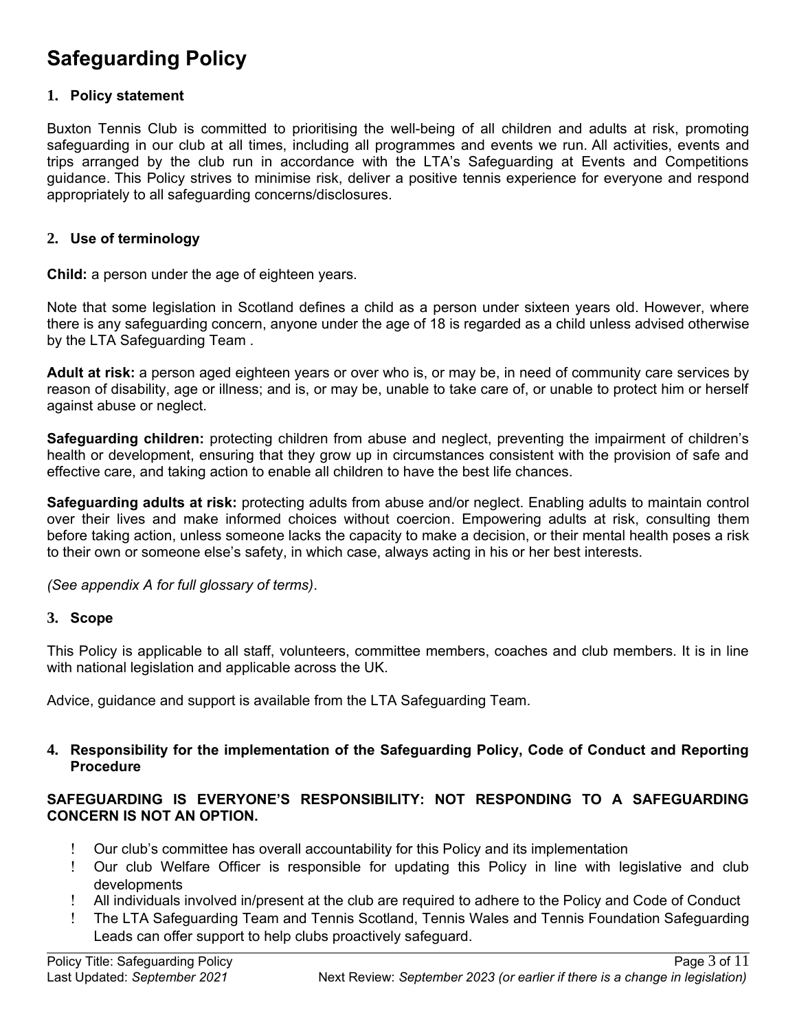# Safeguarding Policy

## 1. Policy statement

Buxton Tennis Club is committed to prioritising the well-being of all children and adults at risk, promoting safeguarding in our club at all times, including all programmes and events we run. All activities, events and trips arranged by the club run in accordance with the LTA's Safeguarding at Events and Competitions guidance. This Policy strives to minimise risk, deliver a positive tennis experience for everyone and respond appropriately to all safeguarding concerns/disclosures.

## 2. Use of terminology

**Child:** a person under the age of eighteen years.

Note that some legislation in Scotland defines a child as a person under sixteen years old. However, where there is any safeguarding concern, anyone under the age of 18 is regarded as a child unless advised otherwise by the LTA Safeguarding Team .

**Adult at risk:** a person aged eighteen years or over who is, or may be, in need of community care services by reason of disability, age or illness; and is, or may be, unable to take care of, or unable to protect him or herself against abuse or neglect.

**Safeguarding children:** protecting children from abuse and neglect, preventing the impairment of children's health or development, ensuring that they grow up in circumstances consistent with the provision of safe and effective care, and taking action to enable all children to have the best life chances.

**Safeguarding adults at risk:** protecting adults from abuse and/or neglect. Enabling adults to maintain control over their lives and make informed choices without coercion. Empowering adults at risk, consulting them before taking action, unless someone lacks the capacity to make a decision, or their mental health poses a risk to their own or someone else's safety, in which case, always acting in his or her best interests.

*(See appendix A for full glossary of terms)*.

## 3. Scope

This Policy is applicable to all staff, volunteers, committee members, coaches and club members. It is in line with national legislation and applicable across the UK.

Advice, guidance and support is available from the LTA Safeguarding Team.

## 4. Responsibility for the implementation of the Safeguarding Policy, Code of Conduct and Reporting Procedure

**SAFEGUARDING IS EVERYONE'S RESPONSIBILITY: NOT RESPONDING TO A SAFEGUARDING CONCERN IS NOT AN OPTION.**

- Our club's committee has overall accountability for this Policy and its implementation
- Our club Welfare Officer is responsible for updating this Policy in line with legislative and club developments
- All individuals involved in/present at the club are required to adhere to the Policy and Code of Conduct
- The LTA Safeguarding Team and Tennis Scotland, Tennis Wales and Tennis Foundation Safeguarding Leads can offer support to help clubs proactively safeguard.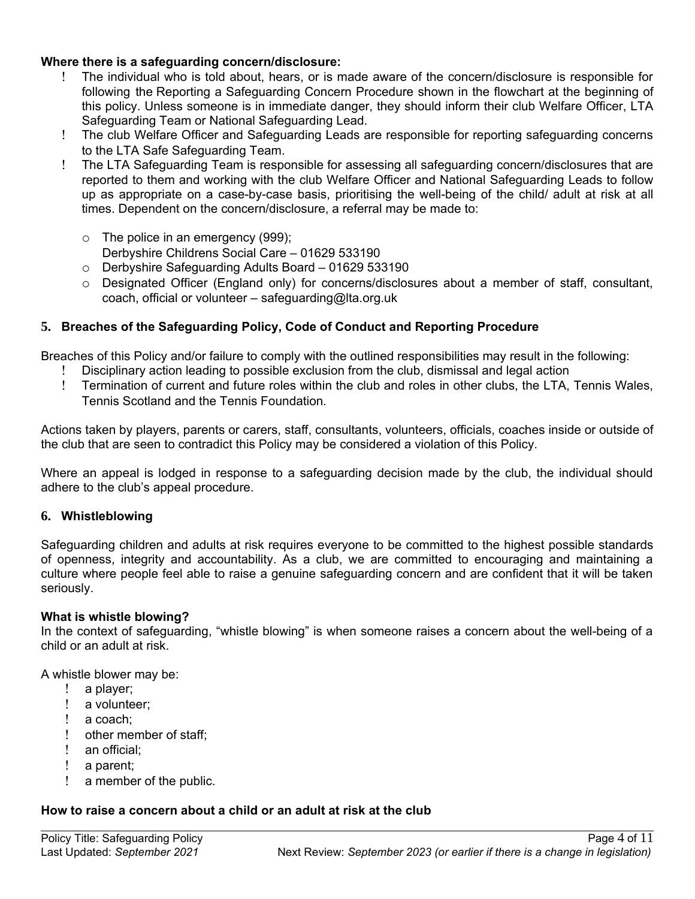**Where there is a safeguarding concern/disclosure:**

- The individual who is told about, hears, or is made aware of the concern/disclosure is responsible for following the Reporting a Safeguarding Concern Procedure shown in the flowchart at the beginning of this policy. Unless someone is in immediate danger, they should inform their club Welfare Officer, LTA Safeguarding Team or National Safeguarding Lead.
- The club Welfare Officer and Safeguarding Leads are responsible for reporting safeguarding concerns to the LTA Safe Safeguarding Team.
- The LTA Safeguarding Team is responsible for assessing all safeguarding concern/disclosures that are reported to them and working with the club Welfare Officer and National Safeguarding Leads to follow up as appropriate on a case-by-case basis, prioritising the well-being of the child/ adult at risk at all times. Dependent on the concern/disclosure, a referral may be made to:

  - The police in an emergency (999);
    Derbyshire Childrens Social Care – 01629 533190
  - Derbyshire Safeguarding Adults Board – 01629 533190
  - Designated Officer (England only) for concerns/disclosures about a member of staff, consultant, coach, official or volunteer – safeguarding@lta.org.uk

## 5. Breaches of the Safeguarding Policy, Code of Conduct and Reporting Procedure

Breaches of this Policy and/or failure to comply with the outlined responsibilities may result in the following:

- Disciplinary action leading to possible exclusion from the club, dismissal and legal action
- Termination of current and future roles within the club and roles in other clubs, the LTA, Tennis Wales, Tennis Scotland and the Tennis Foundation.

Actions taken by players, parents or carers, staff, consultants, volunteers, officials, coaches inside or outside of the club that are seen to contradict this Policy may be considered a violation of this Policy.

Where an appeal is lodged in response to a safeguarding decision made by the club, the individual should adhere to the club's appeal procedure.

## 6. Whistleblowing

Safeguarding children and adults at risk requires everyone to be committed to the highest possible standards of openness, integrity and accountability. As a club, we are committed to encouraging and maintaining a culture where people feel able to raise a genuine safeguarding concern and are confident that it will be taken seriously.

**What is whistle blowing?**
In the context of safeguarding, "whistle blowing" is when someone raises a concern about the well-being of a child or an adult at risk.

A whistle blower may be:

- a player;
- a volunteer;
- a coach;
- other member of staff;
- an official;
- a parent;
- a member of the public.

**How to raise a concern about a child or an adult at risk at the club**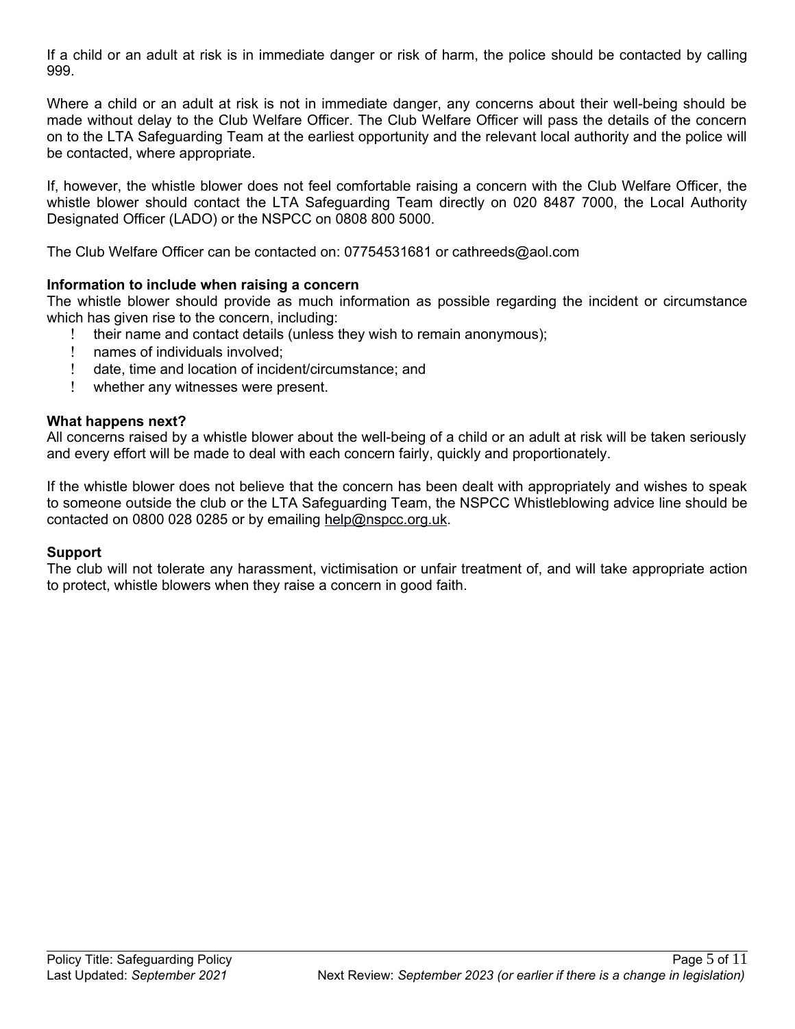If a child or an adult at risk is in immediate danger or risk of harm, the police should be contacted by calling 999.

Where a child or an adult at risk is not in immediate danger, any concerns about their well-being should be made without delay to the Club Welfare Officer. The Club Welfare Officer will pass the details of the concern on to the LTA Safeguarding Team at the earliest opportunity and the relevant local authority and the police will be contacted, where appropriate.

If, however, the whistle blower does not feel comfortable raising a concern with the Club Welfare Officer, the whistle blower should contact the LTA Safeguarding Team directly on 020 8487 7000, the Local Authority Designated Officer (LADO) or the NSPCC on 0808 800 5000.

The Club Welfare Officer can be contacted on: 07754531681 or cathreeds@aol.com

**Information to include when raising a concern**

The whistle blower should provide as much information as possible regarding the incident or circumstance which has given rise to the concern, including:

- their name and contact details (unless they wish to remain anonymous);
- names of individuals involved;
- date, time and location of incident/circumstance; and
- whether any witnesses were present.

**What happens next?**

All concerns raised by a whistle blower about the well-being of a child or an adult at risk will be taken seriously and every effort will be made to deal with each concern fairly, quickly and proportionately.

If the whistle blower does not believe that the concern has been dealt with appropriately and wishes to speak to someone outside the club or the LTA Safeguarding Team, the NSPCC Whistleblowing advice line should be contacted on 0800 028 0285 or by emailing help@nspcc.org.uk.

**Support**

The club will not tolerate any harassment, victimisation or unfair treatment of, and will take appropriate action to protect, whistle blowers when they raise a concern in good faith.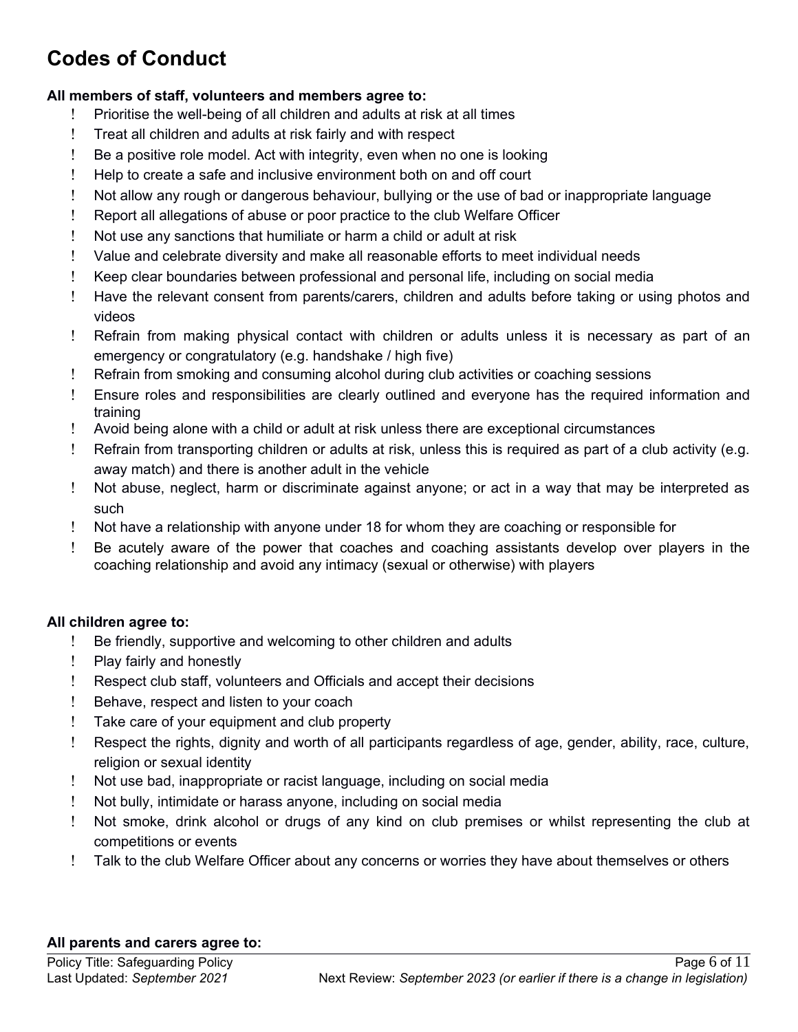# Codes of Conduct

**All members of staff, volunteers and members agree to:**

- Prioritise the well-being of all children and adults at risk at all times
- Treat all children and adults at risk fairly and with respect
- Be a positive role model. Act with integrity, even when no one is looking
- Help to create a safe and inclusive environment both on and off court
- Not allow any rough or dangerous behaviour, bullying or the use of bad or inappropriate language
- Report all allegations of abuse or poor practice to the club Welfare Officer
- Not use any sanctions that humiliate or harm a child or adult at risk
- Value and celebrate diversity and make all reasonable efforts to meet individual needs
- Keep clear boundaries between professional and personal life, including on social media
- Have the relevant consent from parents/carers, children and adults before taking or using photos and videos
- Refrain from making physical contact with children or adults unless it is necessary as part of an emergency or congratulatory (e.g. handshake / high five)
- Refrain from smoking and consuming alcohol during club activities or coaching sessions
- Ensure roles and responsibilities are clearly outlined and everyone has the required information and training
- Avoid being alone with a child or adult at risk unless there are exceptional circumstances
- Refrain from transporting children or adults at risk, unless this is required as part of a club activity (e.g. away match) and there is another adult in the vehicle
- Not abuse, neglect, harm or discriminate against anyone; or act in a way that may be interpreted as such
- Not have a relationship with anyone under 18 for whom they are coaching or responsible for
- Be acutely aware of the power that coaches and coaching assistants develop over players in the coaching relationship and avoid any intimacy (sexual or otherwise) with players

**All children agree to:**

- Be friendly, supportive and welcoming to other children and adults
- Play fairly and honestly
- Respect club staff, volunteers and Officials and accept their decisions
- Behave, respect and listen to your coach
- Take care of your equipment and club property
- Respect the rights, dignity and worth of all participants regardless of age, gender, ability, race, culture, religion or sexual identity
- Not use bad, inappropriate or racist language, including on social media
- Not bully, intimidate or harass anyone, including on social media
- Not smoke, drink alcohol or drugs of any kind on club premises or whilst representing the club at competitions or events
- Talk to the club Welfare Officer about any concerns or worries they have about themselves or others

**All parents and carers agree to:**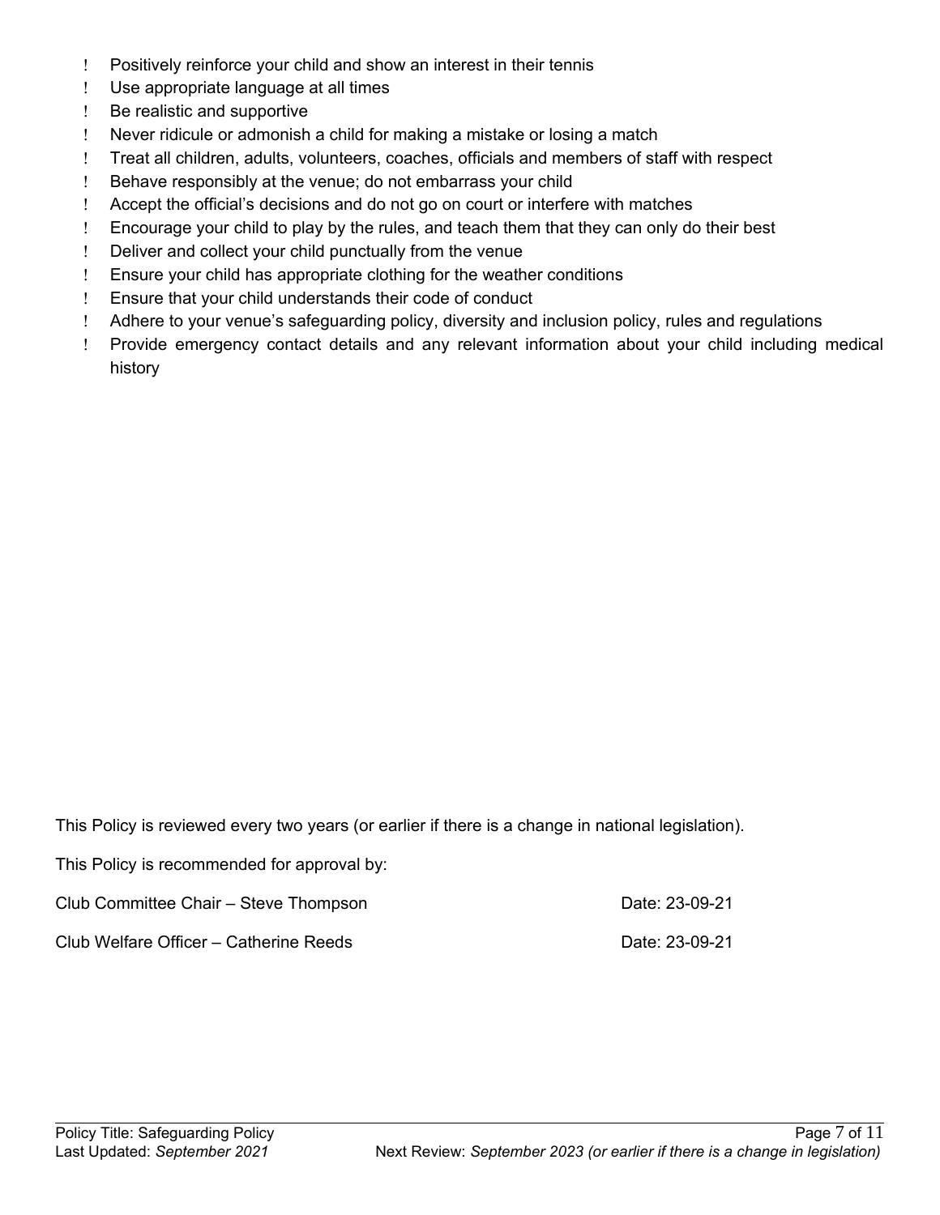- Positively reinforce your child and show an interest in their tennis
- Use appropriate language at all times
- Be realistic and supportive
- Never ridicule or admonish a child for making a mistake or losing a match
- Treat all children, adults, volunteers, coaches, officials and members of staff with respect
- Behave responsibly at the venue; do not embarrass your child
- Accept the official's decisions and do not go on court or interfere with matches
- Encourage your child to play by the rules, and teach them that they can only do their best
- Deliver and collect your child punctually from the venue
- Ensure your child has appropriate clothing for the weather conditions
- Ensure that your child understands their code of conduct
- Adhere to your venue's safeguarding policy, diversity and inclusion policy, rules and regulations
- Provide emergency contact details and any relevant information about your child including medical history

This Policy is reviewed every two years (or earlier if there is a change in national legislation).

This Policy is recommended for approval by:

Club Committee Chair – Steve Thompson Date: 23-09-21

Club Welfare Officer – Catherine Reeds Date: 23-09-21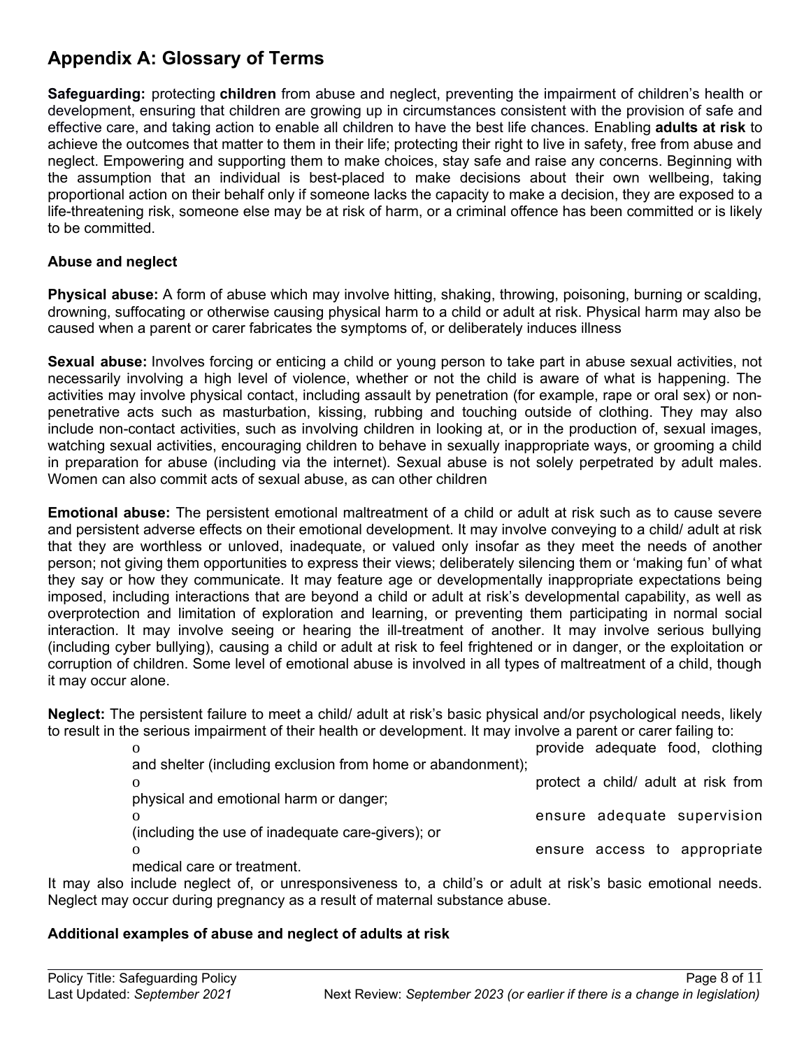## Appendix A: Glossary of Terms

**Safeguarding:** protecting **children** from abuse and neglect, preventing the impairment of children's health or development, ensuring that children are growing up in circumstances consistent with the provision of safe and effective care, and taking action to enable all children to have the best life chances. Enabling **adults at risk** to achieve the outcomes that matter to them in their life; protecting their right to live in safety, free from abuse and neglect. Empowering and supporting them to make choices, stay safe and raise any concerns. Beginning with the assumption that an individual is best-placed to make decisions about their own wellbeing, taking proportional action on their behalf only if someone lacks the capacity to make a decision, they are exposed to a life-threatening risk, someone else may be at risk of harm, or a criminal offence has been committed or is likely to be committed.

### Abuse and neglect

**Physical abuse:** A form of abuse which may involve hitting, shaking, throwing, poisoning, burning or scalding, drowning, suffocating or otherwise causing physical harm to a child or adult at risk. Physical harm may also be caused when a parent or carer fabricates the symptoms of, or deliberately induces illness

**Sexual abuse:** Involves forcing or enticing a child or young person to take part in abuse sexual activities, not necessarily involving a high level of violence, whether or not the child is aware of what is happening. The activities may involve physical contact, including assault by penetration (for example, rape or oral sex) or non-penetrative acts such as masturbation, kissing, rubbing and touching outside of clothing. They may also include non-contact activities, such as involving children in looking at, or in the production of, sexual images, watching sexual activities, encouraging children to behave in sexually inappropriate ways, or grooming a child in preparation for abuse (including via the internet). Sexual abuse is not solely perpetrated by adult males. Women can also commit acts of sexual abuse, as can other children

**Emotional abuse:** The persistent emotional maltreatment of a child or adult at risk such as to cause severe and persistent adverse effects on their emotional development. It may involve conveying to a child/ adult at risk that they are worthless or unloved, inadequate, or valued only insofar as they meet the needs of another person; not giving them opportunities to express their views; deliberately silencing them or 'making fun' of what they say or how they communicate. It may feature age or developmentally inappropriate expectations being imposed, including interactions that are beyond a child or adult at risk's developmental capability, as well as overprotection and limitation of exploration and learning, or preventing them participating in normal social interaction. It may involve seeing or hearing the ill-treatment of another. It may involve serious bullying (including cyber bullying), causing a child or adult at risk to feel frightened or in danger, or the exploitation or corruption of children. Some level of emotional abuse is involved in all types of maltreatment of a child, though it may occur alone.

**Neglect:** The persistent failure to meet a child/ adult at risk's basic physical and/or psychological needs, likely to result in the serious impairment of their health or development. It may involve a parent or carer failing to:

- provide adequate food, clothing and shelter (including exclusion from home or abandonment);
- protect a child/ adult at risk from physical and emotional harm or danger;
- ensure adequate supervision (including the use of inadequate care-givers); or
- ensure access to appropriate medical care or treatment.

It may also include neglect of, or unresponsiveness to, a child's or adult at risk's basic emotional needs. Neglect may occur during pregnancy as a result of maternal substance abuse.

### Additional examples of abuse and neglect of adults at risk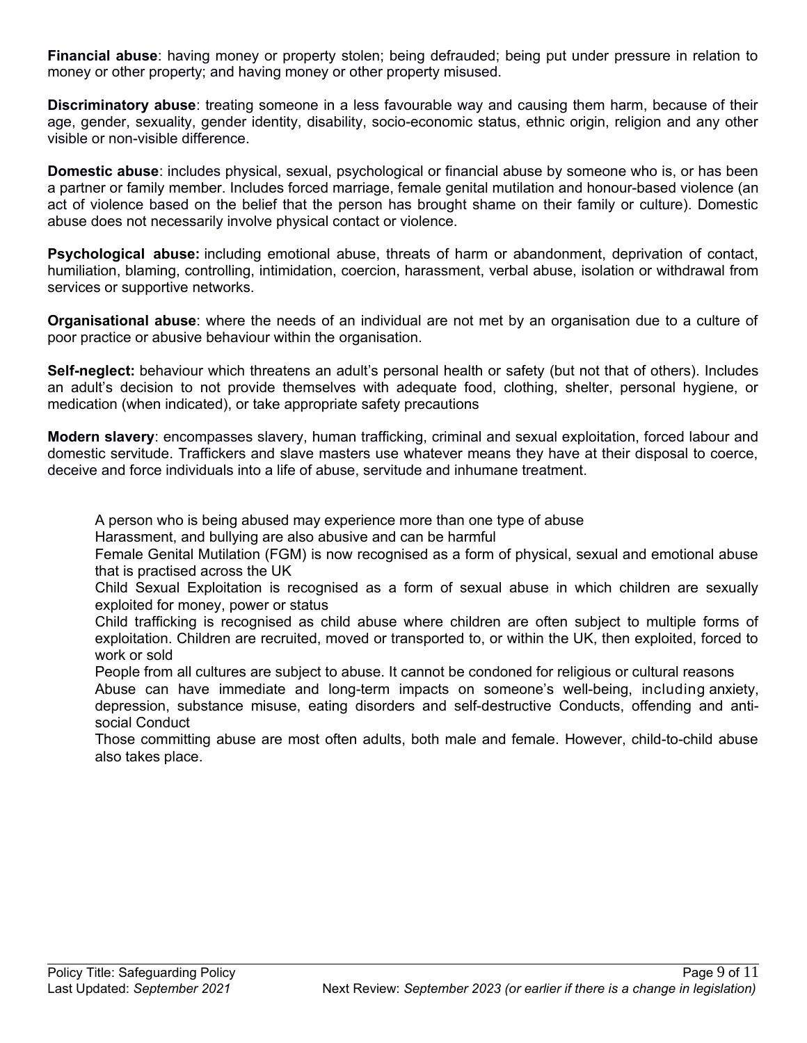**Financial abuse**: having money or property stolen; being defrauded; being put under pressure in relation to money or other property; and having money or other property misused.

**Discriminatory abuse**: treating someone in a less favourable way and causing them harm, because of their age, gender, sexuality, gender identity, disability, socio-economic status, ethnic origin, religion and any other visible or non-visible difference.

**Domestic abuse**: includes physical, sexual, psychological or financial abuse by someone who is, or has been a partner or family member. Includes forced marriage, female genital mutilation and honour-based violence (an act of violence based on the belief that the person has brought shame on their family or culture). Domestic abuse does not necessarily involve physical contact or violence.

**Psychological abuse:** including emotional abuse, threats of harm or abandonment, deprivation of contact, humiliation, blaming, controlling, intimidation, coercion, harassment, verbal abuse, isolation or withdrawal from services or supportive networks.

**Organisational abuse**: where the needs of an individual are not met by an organisation due to a culture of poor practice or abusive behaviour within the organisation.

**Self-neglect:** behaviour which threatens an adult's personal health or safety (but not that of others). Includes an adult's decision to not provide themselves with adequate food, clothing, shelter, personal hygiene, or medication (when indicated), or take appropriate safety precautions

**Modern slavery**: encompasses slavery, human trafficking, criminal and sexual exploitation, forced labour and domestic servitude. Traffickers and slave masters use whatever means they have at their disposal to coerce, deceive and force individuals into a life of abuse, servitude and inhumane treatment.

- A person who is being abused may experience more than one type of abuse
- Harassment, and bullying are also abusive and can be harmful
- Female Genital Mutilation (FGM) is now recognised as a form of physical, sexual and emotional abuse that is practised across the UK
- Child Sexual Exploitation is recognised as a form of sexual abuse in which children are sexually exploited for money, power or status
- Child trafficking is recognised as child abuse where children are often subject to multiple forms of exploitation. Children are recruited, moved or transported to, or within the UK, then exploited, forced to work or sold
- People from all cultures are subject to abuse. It cannot be condoned for religious or cultural reasons
- Abuse can have immediate and long-term impacts on someone's well-being, including anxiety, depression, substance misuse, eating disorders and self-destructive Conducts, offending and anti-social Conduct
- Those committing abuse are most often adults, both male and female. However, child-to-child abuse also takes place.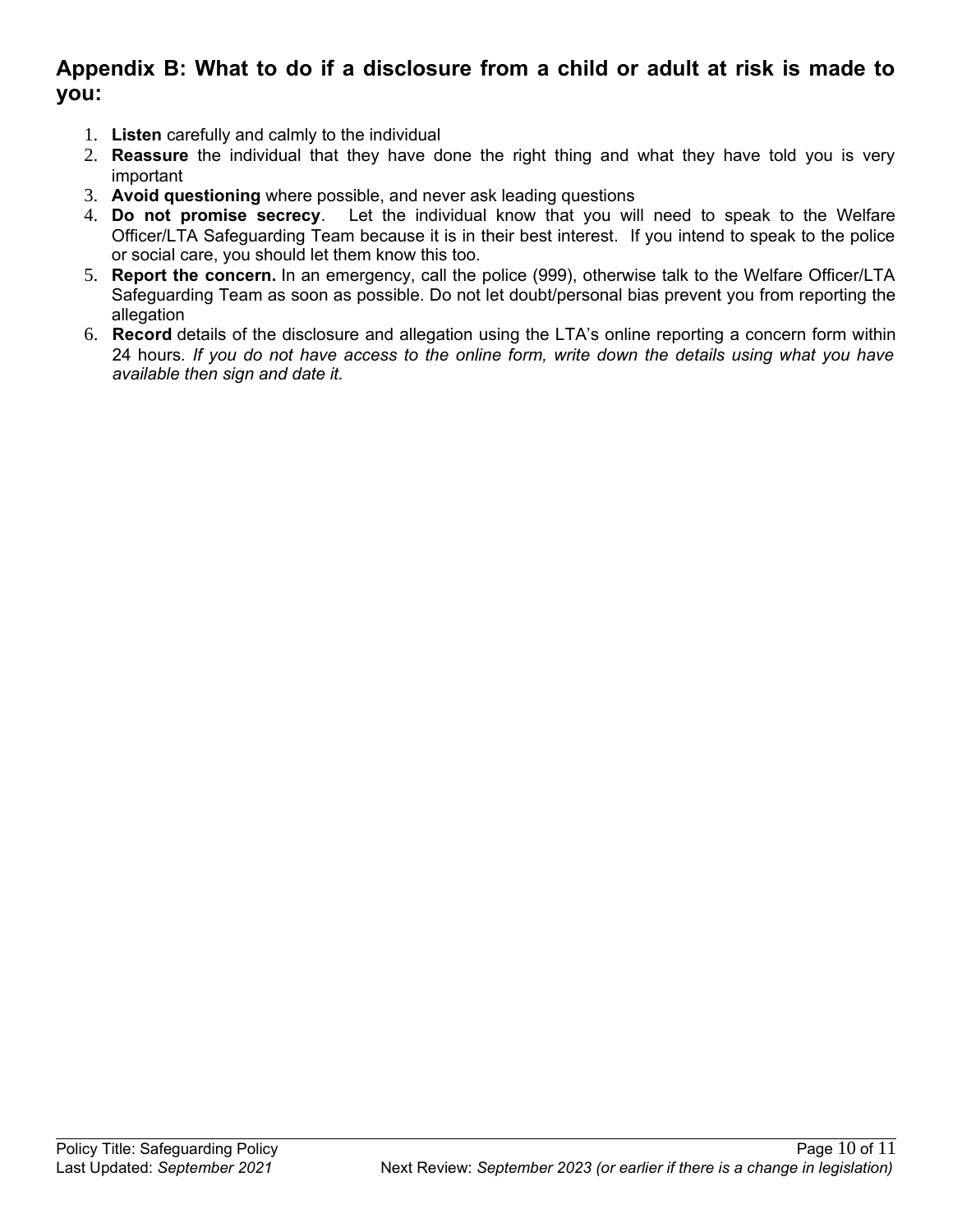## Appendix B: What to do if a disclosure from a child or adult at risk is made to you:

1. **Listen** carefully and calmly to the individual
2. **Reassure** the individual that they have done the right thing and what they have told you is very important
3. **Avoid questioning** where possible, and never ask leading questions
4. **Do not promise secrecy**. Let the individual know that you will need to speak to the Welfare Officer/LTA Safeguarding Team because it is in their best interest. If you intend to speak to the police or social care, you should let them know this too.
5. **Report the concern.** In an emergency, call the police (999), otherwise talk to the Welfare Officer/LTA Safeguarding Team as soon as possible. Do not let doubt/personal bias prevent you from reporting the allegation
6. **Record** details of the disclosure and allegation using the LTA's online reporting a concern form within 24 hours*. If you do not have access to the online form, write down the details using what you have available then sign and date it.*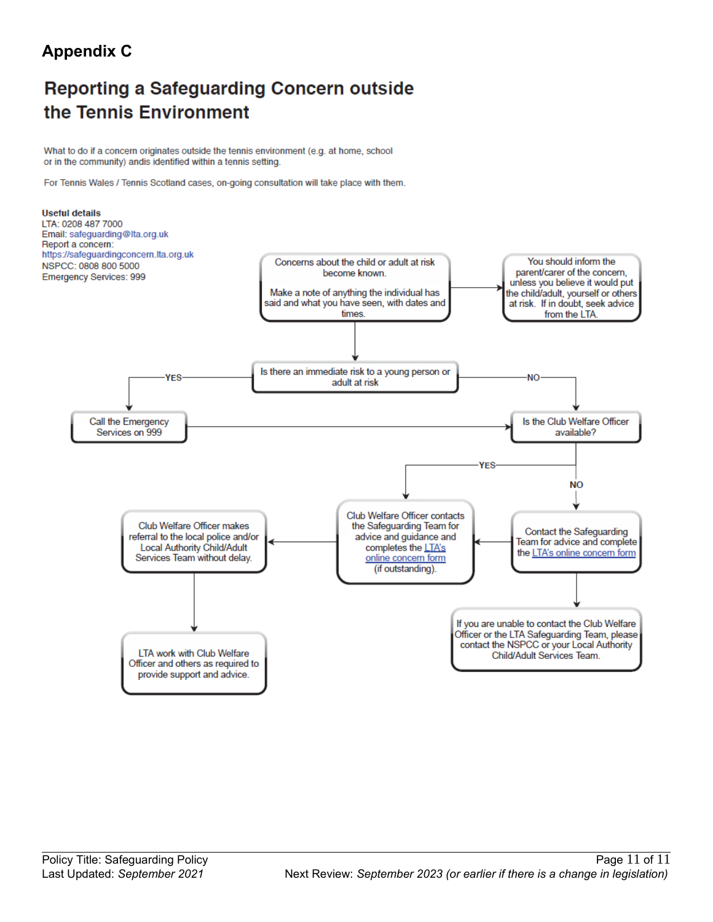## Appendix C

# Reporting a Safeguarding Concern outside the Tennis Environment

What to do if a concern originates outside the tennis environment (e.g. at home, school or in the community) andis identified within a tennis setting.

For Tennis Wales / Tennis Scotland cases, on-going consultation will take place with them.

**Useful details**
LTA: 0208 487 7000
Email: safeguarding@lta.org.uk
Report a concern:
https://safeguardingconcern.lta.org.uk
NSPCC: 0808 800 5000
Emergency Services: 999

Concerns about the child or adult at risk become known.

Make a note of anything the individual has said and what you have seen, with dates and times.

You should inform the parent/carer of the concern, unless you believe it would put the child/adult, yourself or others at risk. If in doubt, seek advice from the LTA.

Is there an immediate risk to a young person or adult at risk

YES

NO

Call the Emergency Services on 999

Is the Club Welfare Officer available?

YES

NO

Club Welfare Officer contacts the Safeguarding Team for advice and guidance and completes the LTA's online concern form (if outstanding).

Contact the Safeguarding Team for advice and complete the LTA's online concern form

Club Welfare Officer makes referral to the local police and/or Local Authority Child/Adult Services Team without delay.

If you are unable to contact the Club Welfare Officer or the LTA Safeguarding Team, please contact the NSPCC or your Local Authority Child/Adult Services Team.

LTA work with Club Welfare Officer and others as required to provide support and advice.

Policy Title: Safeguarding Policy
Last Updated: *September 2021*
Next Review: *September 2023 (or earlier if there is a change in legislation)*